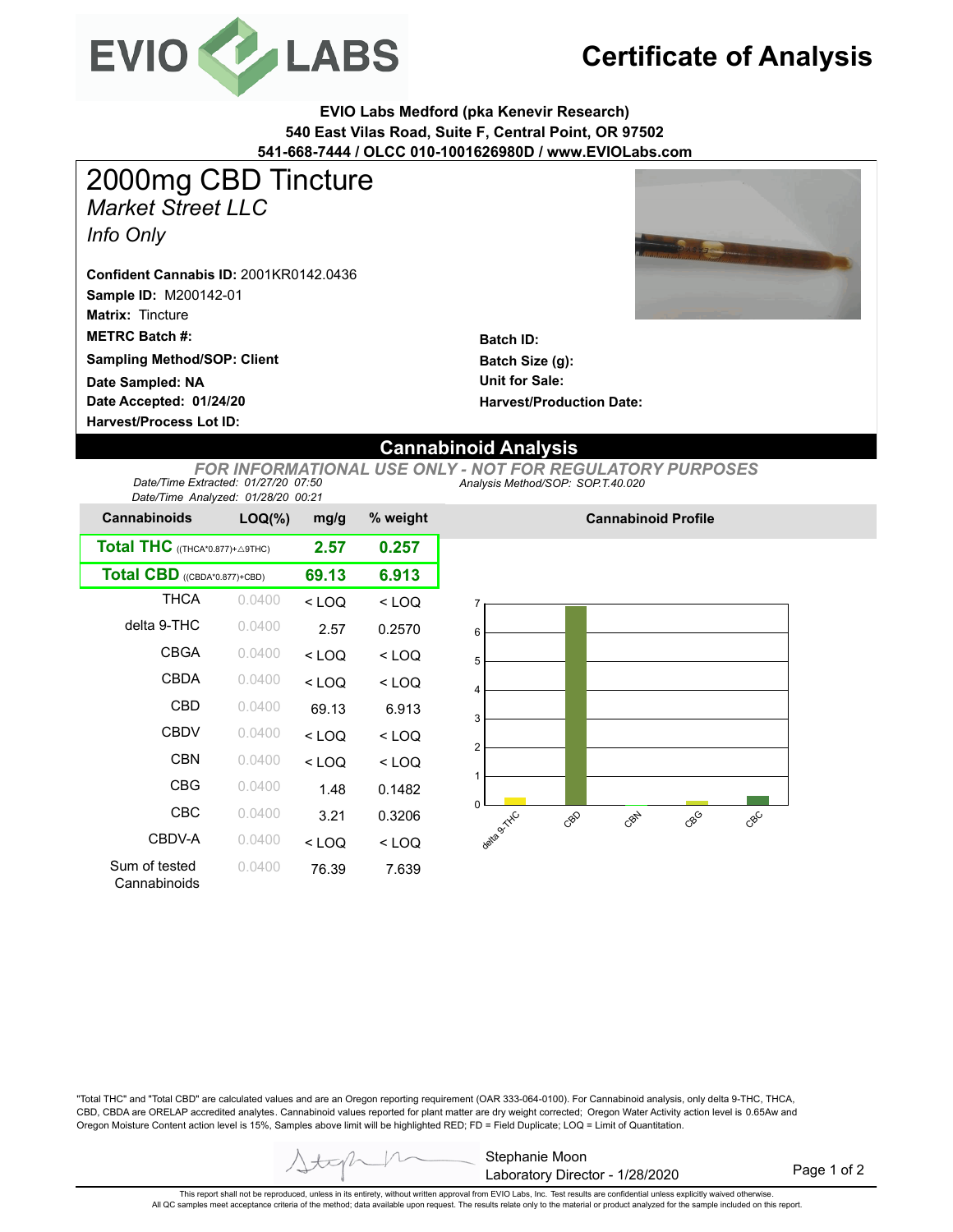# Certificate of Analysis

**EVIO Labs Medford (pka Kenevir Research)**
**540 East Vilas Road, Suite F, Central Point, OR 97502**
**541-668-7444 / OLCC 010-1001626980D / www.EVIOLabs.com**

## 2000mg CBD Tincture

*Market Street LLC*

*Info Only*

**Confident Cannabis ID:** 2001KR0142.0436
**Sample ID:** M200142-01
**Matrix:** Tincture
**METRC Batch #:**
**Sampling Method/SOP: Client**
**Date Sampled: NA**
**Date Accepted: 01/24/20**
**Harvest/Process Lot ID:**

**Batch ID:**
**Batch Size (g):**
**Unit for Sale:**
**Harvest/Production Date:**

## Cannabinoid Analysis

*FOR INFORMATIONAL USE ONLY - NOT FOR REGULATORY PURPOSES*

*Date/Time Extracted: 01/27/20 07:50*
*Date/Time Analyzed: 01/28/20 00:21*
*Analysis Method/SOP: SOP.T.40.020*

| Cannabinoids | LOQ(%) | mg/g | % weight |
|---|---|---|---|
| **Total THC** ((THCA*0.877)+△9THC) | | **2.57** | **0.257** |
| **Total CBD** ((CBDA*0.877)+CBD) | | **69.13** | **6.913** |
| THCA | 0.0400 | < LOQ | < LOQ |
| delta 9-THC | 0.0400 | 2.57 | 0.2570 |
| CBGA | 0.0400 | < LOQ | < LOQ |
| CBDA | 0.0400 | < LOQ | < LOQ |
| CBD | 0.0400 | 69.13 | 6.913 |
| CBDV | 0.0400 | < LOQ | < LOQ |
| CBN | 0.0400 | < LOQ | < LOQ |
| CBG | 0.0400 | 1.48 | 0.1482 |
| CBC | 0.0400 | 3.21 | 0.3206 |
| CBDV-A | 0.0400 | < LOQ | < LOQ |
| Sum of tested Cannabinoids | 0.0400 | 76.39 | 7.639 |

**Cannabinoid Profile**

"Total THC" and "Total CBD" are calculated values and are an Oregon reporting requirement (OAR 333-064-0100). For Cannabinoid analysis, only delta 9-THC, THCA, CBD, CBDA are ORELAP accredited analytes. Cannabinoid values reported for plant matter are dry weight corrected; Oregon Water Activity action level is 0.65Aw and Oregon Moisture Content action level is 15%, Samples above limit will be highlighted RED; FD = Field Duplicate; LOQ = Limit of Quantitation.

Stephanie Moon
Laboratory Director - 1/28/2020

This report shall not be reproduced, unless in its entirety, without written approval from EVIO Labs, Inc. Test results are confidential unless explicitly waived otherwise.
All QC samples meet acceptance criteria of the method; data available upon request. The results relate only to the material or product analyzed for the sample included on this report.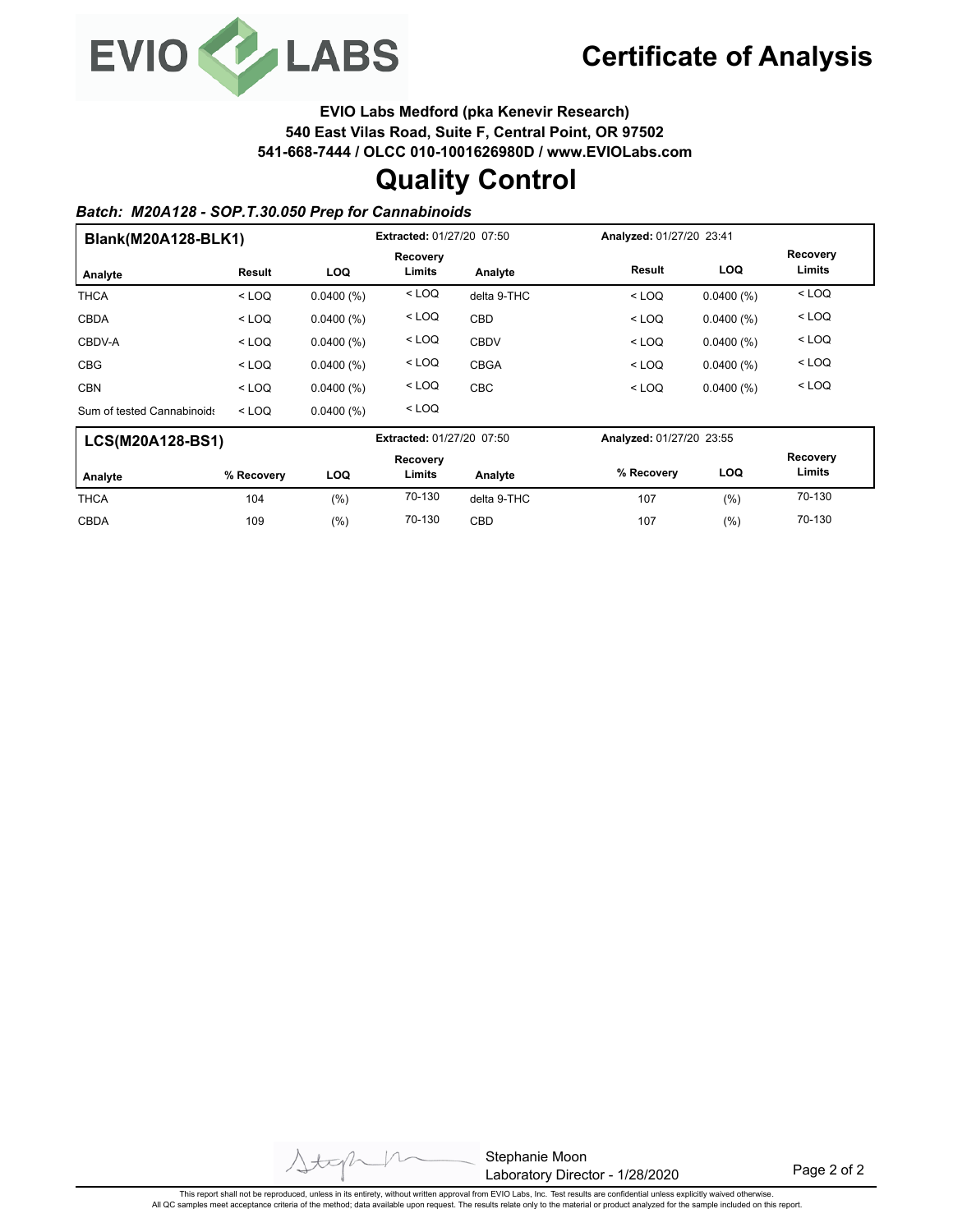# Certificate of Analysis

**EVIO Labs Medford (pka Kenevir Research)**
**540 East Vilas Road, Suite F, Central Point, OR 97502**
**541-668-7444 / OLCC 010-1001626980D / www.EVIOLabs.com**

# Quality Control

***Batch: M20A128 - SOP.T.30.050 Prep for Cannabinoids***

| **Blank(M20A128-BLK1)** | | | **Extracted:** 01/27/20 07:50 | | **Analyzed:** 01/27/20 23:41 | | |
|---|---|---|---|---|---|---|---|
| **Analyte** | **Result** | **LOQ** | **Recovery Limits** | **Analyte** | **Result** | **LOQ** | **Recovery Limits** |
| THCA | < LOQ | 0.0400 (%) | < LOQ | delta 9-THC | < LOQ | 0.0400 (%) | < LOQ |
| CBDA | < LOQ | 0.0400 (%) | < LOQ | CBD | < LOQ | 0.0400 (%) | < LOQ |
| CBDV-A | < LOQ | 0.0400 (%) | < LOQ | CBDV | < LOQ | 0.0400 (%) | < LOQ |
| CBG | < LOQ | 0.0400 (%) | < LOQ | CBGA | < LOQ | 0.0400 (%) | < LOQ |
| CBN | < LOQ | 0.0400 (%) | < LOQ | CBC | < LOQ | 0.0400 (%) | < LOQ |
| Sum of tested Cannabinoids | < LOQ | 0.0400 (%) | < LOQ | | | | |

| **LCS(M20A128-BS1)** | | | **Extracted:** 01/27/20 07:50 | | **Analyzed:** 01/27/20 23:55 | | |
|---|---|---|---|---|---|---|---|
| **Analyte** | **% Recovery** | **LOQ** | **Recovery Limits** | **Analyte** | **% Recovery** | **LOQ** | **Recovery Limits** |
| THCA | 104 | (%) | 70-130 | delta 9-THC | 107 | (%) | 70-130 |
| CBDA | 109 | (%) | 70-130 | CBD | 107 | (%) | 70-130 |

Stephanie Moon
Laboratory Director - 1/28/2020

This report shall not be reproduced, unless in its entirety, without written approval from EVIO Labs, Inc. Test results are confidential unless explicitly waived otherwise.
All QC samples meet acceptance criteria of the method; data available upon request. The results relate only to the material or product analyzed for the sample included on this report.